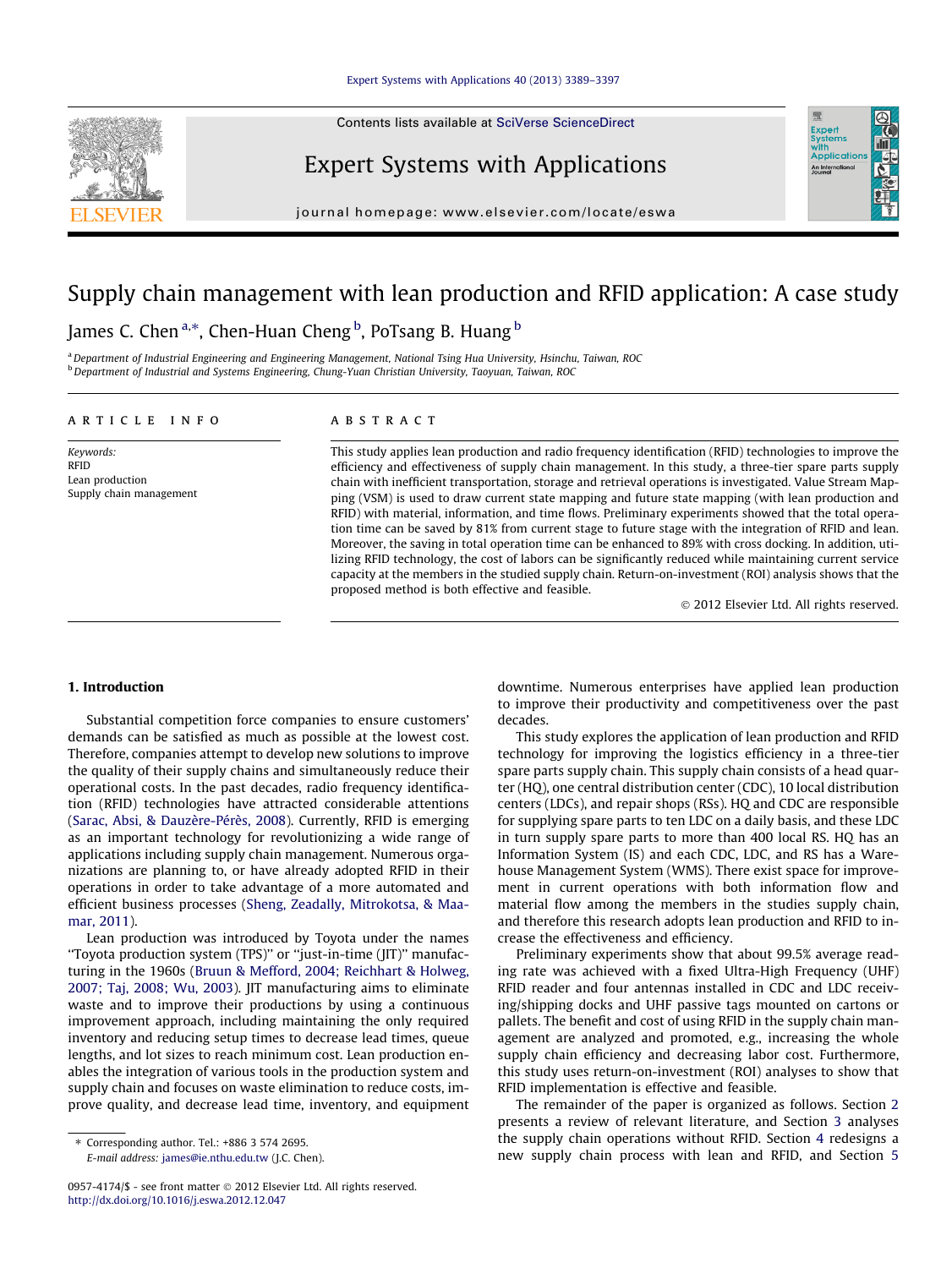# Supply chain management with lean production and RFID application: A case study

James C. Chen [a,*], Chen-Huan Cheng [b], PoTsang B. Huang [b]

[a] Department of Industrial Engineering and Engineering Management, National Tsing Hua University, Hsinchu, Taiwan, ROC
[b] Department of Industrial and Systems Engineering, Chung-Yuan Christian University, Taoyuan, Taiwan, ROC

## ARTICLE INFO

*Keywords:*
RFID
Lean production
Supply chain management

## ABSTRACT

This study applies lean production and radio frequency identification (RFID) technologies to improve the efficiency and effectiveness of supply chain management. In this study, a three-tier spare parts supply chain with inefficient transportation, storage and retrieval operations is investigated. Value Stream Mapping (VSM) is used to draw current state mapping and future state mapping (with lean production and RFID) with material, information, and time flows. Preliminary experiments showed that the total operation time can be saved by 81% from current stage to future stage with the integration of RFID and lean. Moreover, the saving in total operation time can be enhanced to 89% with cross docking. In addition, utilizing RFID technology, the cost of labors can be significantly reduced while maintaining current service capacity at the members in the studied supply chain. Return-on-investment (ROI) analysis shows that the proposed method is both effective and feasible.

© 2012 Elsevier Ltd. All rights reserved.

## 1. Introduction

Substantial competition force companies to ensure customers' demands can be satisfied as much as possible at the lowest cost. Therefore, companies attempt to develop new solutions to improve the quality of their supply chains and simultaneously reduce their operational costs. In the past decades, radio frequency identification (RFID) technologies have attracted considerable attentions (Sarac, Absi, & Dauzère-Pérès, 2008). Currently, RFID is emerging as an important technology for revolutionizing a wide range of applications including supply chain management. Numerous organizations are planning to, or have already adopted RFID in their operations in order to take advantage of a more automated and efficient business processes (Sheng, Zeadally, Mitrokotsa, & Maamar, 2011).

Lean production was introduced by Toyota under the names "Toyota production system (TPS)" or "just-in-time (JIT)" manufacturing in the 1960s (Bruun & Mefford, 2004; Reichhart & Holweg, 2007; Taj, 2008; Wu, 2003). JIT manufacturing aims to eliminate waste and to improve their productions by using a continuous improvement approach, including maintaining the only required inventory and reducing setup times to decrease lead times, queue lengths, and lot sizes to reach minimum cost. Lean production enables the integration of various tools in the production system and supply chain and focuses on waste elimination to reduce costs, improve quality, and decrease lead time, inventory, and equipment downtime. Numerous enterprises have applied lean production to improve their productivity and competitiveness over the past decades.

This study explores the application of lean production and RFID technology for improving the logistics efficiency in a three-tier spare parts supply chain. This supply chain consists of a head quarter (HQ), one central distribution center (CDC), 10 local distribution centers (LDCs), and repair shops (RSs). HQ and CDC are responsible for supplying spare parts to ten LDC on a daily basis, and these LDC in turn supply spare parts to more than 400 local RS. HQ has an Information System (IS) and each CDC, LDC, and RS has a Warehouse Management System (WMS). There exist space for improvement in current operations with both information flow and material flow among the members in the studies supply chain, and therefore this research adopts lean production and RFID to increase the effectiveness and efficiency.

Preliminary experiments show that about 99.5% average reading rate was achieved with a fixed Ultra-High Frequency (UHF) RFID reader and four antennas installed in CDC and LDC receiving/shipping docks and UHF passive tags mounted on cartons or pallets. The benefit and cost of using RFID in the supply chain management are analyzed and promoted, e.g., increasing the whole supply chain efficiency and decreasing labor cost. Furthermore, this study uses return-on-investment (ROI) analyses to show that RFID implementation is effective and feasible.

The remainder of the paper is organized as follows. Section 2 presents a review of relevant literature, and Section 3 analyses the supply chain operations without RFID. Section 4 redesigns a new supply chain process with lean and RFID, and Section 5

* Corresponding author. Tel.: +886 3 574 2695.
E-mail address: james@ie.nthu.edu.tw (J.C. Chen).

0957-4174/$ - see front matter © 2012 Elsevier Ltd. All rights reserved.
http://dx.doi.org/10.1016/j.eswa.2012.12.047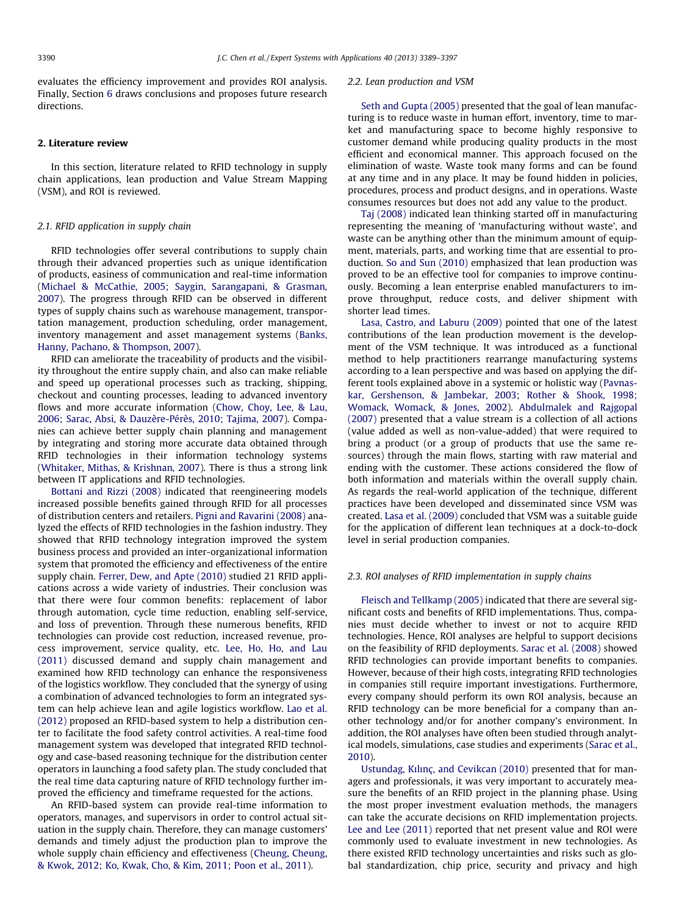evaluates the efficiency improvement and provides ROI analysis. Finally, Section 6 draws conclusions and proposes future research directions.

## 2. Literature review

In this section, literature related to RFID technology in supply chain applications, lean production and Value Stream Mapping (VSM), and ROI is reviewed.

### 2.1. RFID application in supply chain

RFID technologies offer several contributions to supply chain through their advanced properties such as unique identification of products, easiness of communication and real-time information (Michael & McCathie, 2005; Saygin, Sarangapani, & Grasman, 2007). The progress through RFID can be observed in different types of supply chains such as warehouse management, transportation management, production scheduling, order management, inventory management and asset management systems (Banks, Hanny, Pachano, & Thompson, 2007).

RFID can ameliorate the traceability of products and the visibility throughout the entire supply chain, and also can make reliable and speed up operational processes such as tracking, shipping, checkout and counting processes, leading to advanced inventory flows and more accurate information (Chow, Choy, Lee, & Lau, 2006; Sarac, Absi, & Dauzère-Pérès, 2010; Tajima, 2007). Companies can achieve better supply chain planning and management by integrating and storing more accurate data obtained through RFID technologies in their information technology systems (Whitaker, Mithas, & Krishnan, 2007). There is thus a strong link between IT applications and RFID technologies.

Bottani and Rizzi (2008) indicated that reengineering models increased possible benefits gained through RFID for all processes of distribution centers and retailers. Pigni and Ravarini (2008) analyzed the effects of RFID technologies in the fashion industry. They showed that RFID technology integration improved the system business process and provided an inter-organizational information system that promoted the efficiency and effectiveness of the entire supply chain. Ferrer, Dew, and Apte (2010) studied 21 RFID applications across a wide variety of industries. Their conclusion was that there were four common benefits: replacement of labor through automation, cycle time reduction, enabling self-service, and loss of prevention. Through these numerous benefits, RFID technologies can provide cost reduction, increased revenue, process improvement, service quality, etc. Lee, Ho, Ho, and Lau (2011) discussed demand and supply chain management and examined how RFID technology can enhance the responsiveness of the logistics workflow. They concluded that the synergy of using a combination of advanced technologies to form an integrated system can help achieve lean and agile logistics workflow. Lao et al. (2012) proposed an RFID-based system to help a distribution center to facilitate the food safety control activities. A real-time food management system was developed that integrated RFID technology and case-based reasoning technique for the distribution center operators in launching a food safety plan. The study concluded that the real time data capturing nature of RFID technology further improved the efficiency and timeframe requested for the actions.

An RFID-based system can provide real-time information to operators, manages, and supervisors in order to control actual situation in the supply chain. Therefore, they can manage customers' demands and timely adjust the production plan to improve the whole supply chain efficiency and effectiveness (Cheung, Cheung, & Kwok, 2012; Ko, Kwak, Cho, & Kim, 2011; Poon et al., 2011).

### 2.2. Lean production and VSM

Seth and Gupta (2005) presented that the goal of lean manufacturing is to reduce waste in human effort, inventory, time to market and manufacturing space to become highly responsive to customer demand while producing quality products in the most efficient and economical manner. This approach focused on the elimination of waste. Waste took many forms and can be found at any time and in any place. It may be found hidden in policies, procedures, process and product designs, and in operations. Waste consumes resources but does not add any value to the product.

Taj (2008) indicated lean thinking started off in manufacturing representing the meaning of 'manufacturing without waste', and waste can be anything other than the minimum amount of equipment, materials, parts, and working time that are essential to production. So and Sun (2010) emphasized that lean production was proved to be an effective tool for companies to improve continuously. Becoming a lean enterprise enabled manufacturers to improve throughput, reduce costs, and deliver shipment with shorter lead times.

Lasa, Castro, and Laburu (2009) pointed that one of the latest contributions of the lean production movement is the development of the VSM technique. It was introduced as a functional method to help practitioners rearrange manufacturing systems according to a lean perspective and was based on applying the different tools explained above in a systemic or holistic way (Pavnaskar, Gershenson, & Jambekar, 2003; Rother & Shook, 1998; Womack, Womack, & Jones, 2002). Abdulmalek and Rajgopal (2007) presented that a value stream is a collection of all actions (value added as well as non-value-added) that were required to bring a product (or a group of products that use the same resources) through the main flows, starting with raw material and ending with the customer. These actions considered the flow of both information and materials within the overall supply chain. As regards the real-world application of the technique, different practices have been developed and disseminated since VSM was created. Lasa et al. (2009) concluded that VSM was a suitable guide for the application of different lean techniques at a dock-to-dock level in serial production companies.

### 2.3. ROI analyses of RFID implementation in supply chains

Fleisch and Tellkamp (2005) indicated that there are several significant costs and benefits of RFID implementations. Thus, companies must decide whether to invest or not to acquire RFID technologies. Hence, ROI analyses are helpful to support decisions on the feasibility of RFID deployments. Sarac et al. (2008) showed RFID technologies can provide important benefits to companies. However, because of their high costs, integrating RFID technologies in companies still require important investigations. Furthermore, every company should perform its own ROI analysis, because an RFID technology can be more beneficial for a company than another technology and/or for another company's environment. In addition, the ROI analyses have often been studied through analytical models, simulations, case studies and experiments (Sarac et al., 2010).

Ustundag, Kılınç, and Cevikcan (2010) presented that for managers and professionals, it was very important to accurately measure the benefits of an RFID project in the planning phase. Using the most proper investment evaluation methods, the managers can take the accurate decisions on RFID implementation projects. Lee and Lee (2011) reported that net present value and ROI were commonly used to evaluate investment in new technologies. As there existed RFID technology uncertainties and risks such as global standardization, chip price, security and privacy and high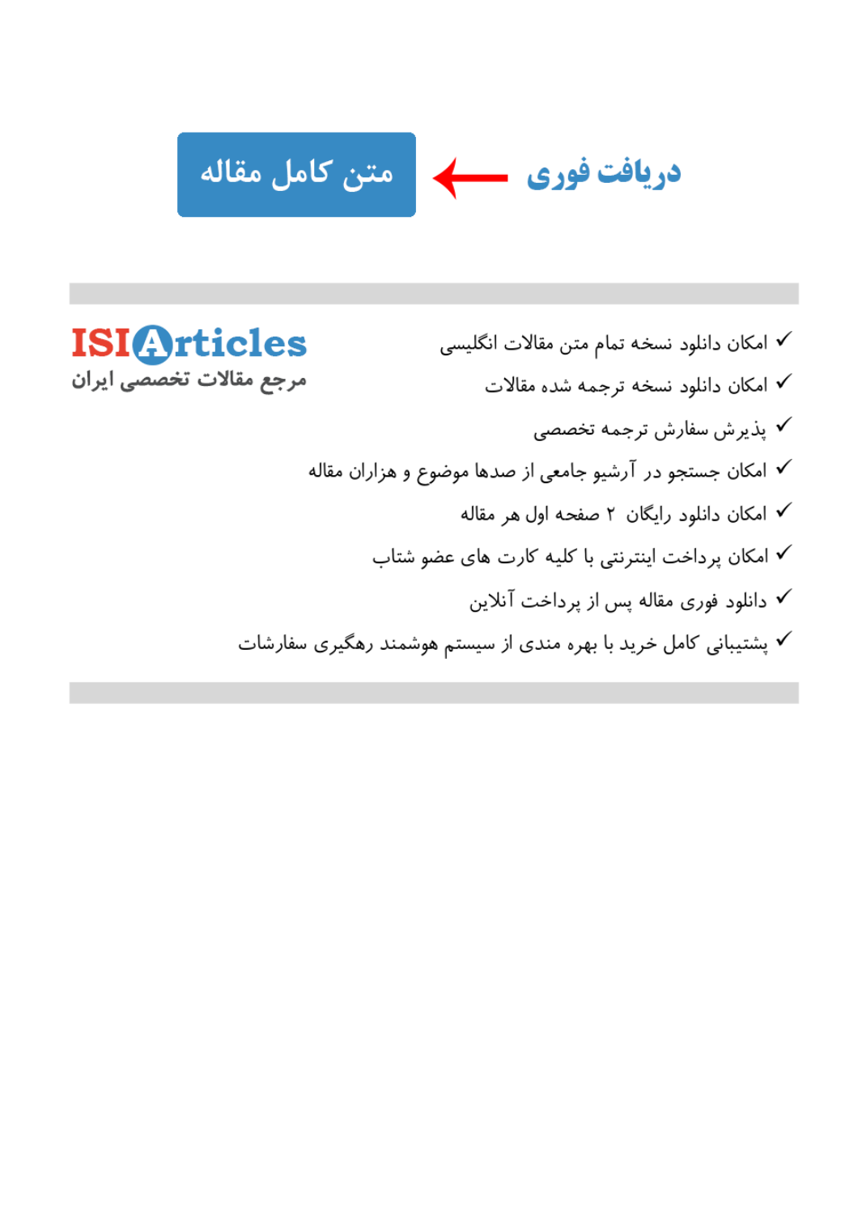دریافت فوری ← **متن کامل مقاله**

---

**ISIArticles**
مرجع مقالات تخصصی ایران

- ✓ امکان دانلود نسخه تمام متن مقالات انگلیسی
- ✓ امکان دانلود نسخه ترجمه شده مقالات
- ✓ پذیرش سفارش ترجمه تخصصی
- ✓ امکان جستجو در آرشیو جامعی از صدها موضوع و هزاران مقاله
- ✓ امکان دانلود رایگان ۲ صفحه اول هر مقاله
- ✓ امکان پرداخت اینترنتی با کلیه کارت های عضو شتاب
- ✓ دانلود فوری مقاله پس از پرداخت آنلاین
- ✓ پشتیبانی کامل خرید با بهره مندی از سیستم هوشمند رهگیری سفارشات

---